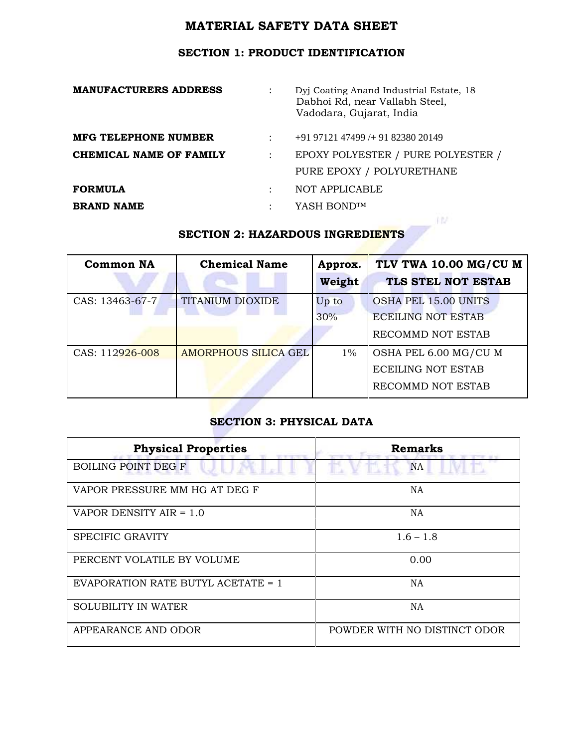# MATERIAL SAFETY DATA SHEET

## SECTION 1: PRODUCT IDENTIFICATION

| | | |
|---|---|---|
| **MANUFACTURERS ADDRESS** | : | Dyj Coating Anand Industrial Estate, 18 Dabhoi Rd, near Vallabh Steel, Vadodara, Gujarat, India |
| **MFG TELEPHONE NUMBER** | : | +91 97121 47499 /+ 91 82380 20149 |
| **CHEMICAL NAME OF FAMILY** | : | EPOXY POLYESTER / PURE POLYESTER / PURE EPOXY / POLYURETHANE |
| **FORMULA** | : | NOT APPLICABLE |
| **BRAND NAME** | : | YASH BOND™ |

## SECTION 2: HAZARDOUS INGREDIENTS

| Common NA | Chemical Name | Approx. Weight | TLV TWA 10.00 MG/CU M TLS STEL NOT ESTAB |
|---|---|---|---|
| CAS: 13463-67-7 | TITANIUM DIOXIDE | Up to 30% | OSHA PEL 15.00 UNITS ECEILING NOT ESTAB RECOMMD NOT ESTAB |
| CAS: 112926-008 | AMORPHOUS SILICA GEL | 1% | OSHA PEL 6.00 MG/CU M ECEILING NOT ESTAB RECOMMD NOT ESTAB |

## SECTION 3: PHYSICAL DATA

| Physical Properties | Remarks |
|---|---|
| BOILING POINT DEG F | NA |
| VAPOR PRESSURE MM HG AT DEG F | NA |
| VAPOR DENSITY AIR = 1.0 | NA |
| SPECIFIC GRAVITY | 1.6 – 1.8 |
| PERCENT VOLATILE BY VOLUME | 0.00 |
| EVAPORATION RATE BUTYL ACETATE = 1 | NA |
| SOLUBILITY IN WATER | NA |
| APPEARANCE AND ODOR | POWDER WITH NO DISTINCT ODOR |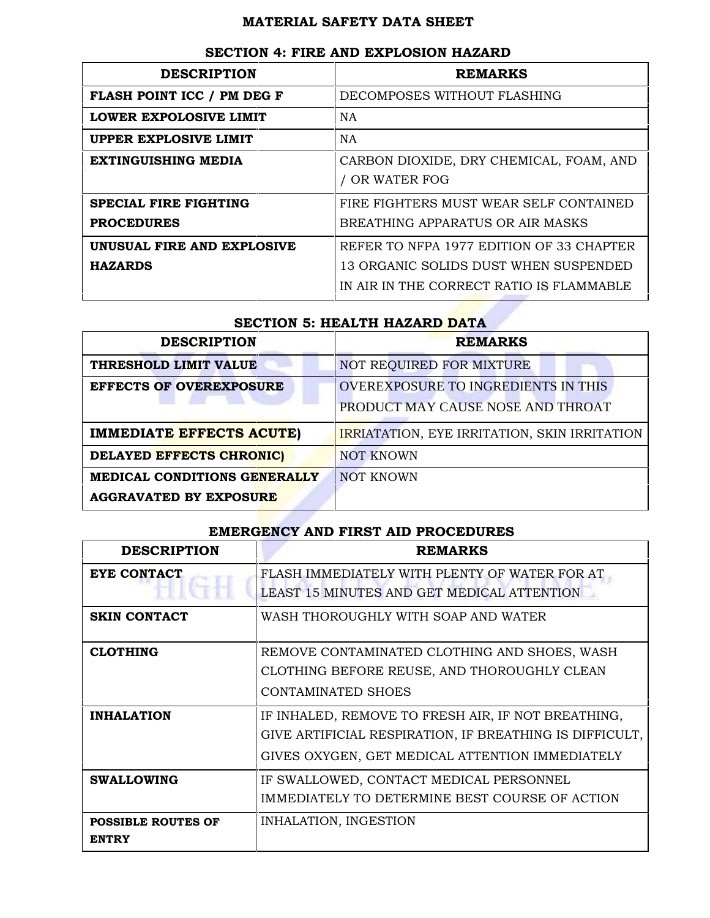# MATERIAL SAFETY DATA SHEET

## SECTION 4: FIRE AND EXPLOSION HAZARD

| DESCRIPTION | REMARKS |
| --- | --- |
| **FLASH POINT ICC / PM DEG F** | DECOMPOSES WITHOUT FLASHING |
| **LOWER EXPOLOSIVE LIMIT** | NA |
| **UPPER EXPLOSIVE LIMIT** | NA |
| **EXTINGUISHING MEDIA** | CARBON DIOXIDE, DRY CHEMICAL, FOAM, AND / OR WATER FOG |
| **SPECIAL FIRE FIGHTING PROCEDURES** | FIRE FIGHTERS MUST WEAR SELF CONTAINED BREATHING APPARATUS OR AIR MASKS |
| **UNUSUAL FIRE AND EXPLOSIVE HAZARDS** | REFER TO NFPA 1977 EDITION OF 33 CHAPTER 13 ORGANIC SOLIDS DUST WHEN SUSPENDED IN AIR IN THE CORRECT RATIO IS FLAMMABLE |

## SECTION 5: HEALTH HAZARD DATA

| DESCRIPTION | REMARKS |
| --- | --- |
| **THRESHOLD LIMIT VALUE** | NOT REQUIRED FOR MIXTURE |
| **EFFECTS OF OVEREXPOSURE** | OVEREXPOSURE TO INGREDIENTS IN THIS PRODUCT MAY CAUSE NOSE AND THROAT |
| **IMMEDIATE EFFECTS ACUTE)** | IRRIATATION, EYE IRRITATION, SKIN IRRITATION |
| **DELAYED EFFECTS CHRONIC)** | NOT KNOWN |
| **MEDICAL CONDITIONS GENERALLY AGGRAVATED BY EXPOSURE** | NOT KNOWN |

## EMERGENCY AND FIRST AID PROCEDURES

| DESCRIPTION | REMARKS |
| --- | --- |
| **EYE CONTACT** | FLASH IMMEDIATELY WITH PLENTY OF WATER FOR AT LEAST 15 MINUTES AND GET MEDICAL ATTENTION |
| **SKIN CONTACT** | WASH THOROUGHLY WITH SOAP AND WATER |
| **CLOTHING** | REMOVE CONTAMINATED CLOTHING AND SHOES, WASH CLOTHING BEFORE REUSE, AND THOROUGHLY CLEAN CONTAMINATED SHOES |
| **INHALATION** | IF INHALED, REMOVE TO FRESH AIR, IF NOT BREATHING, GIVE ARTIFICIAL RESPIRATION, IF BREATHING IS DIFFICULT, GIVES OXYGEN, GET MEDICAL ATTENTION IMMEDIATELY |
| **SWALLOWING** | IF SWALLOWED, CONTACT MEDICAL PERSONNEL IMMEDIATELY TO DETERMINE BEST COURSE OF ACTION |
| **POSSIBLE ROUTES OF ENTRY** | INHALATION, INGESTION |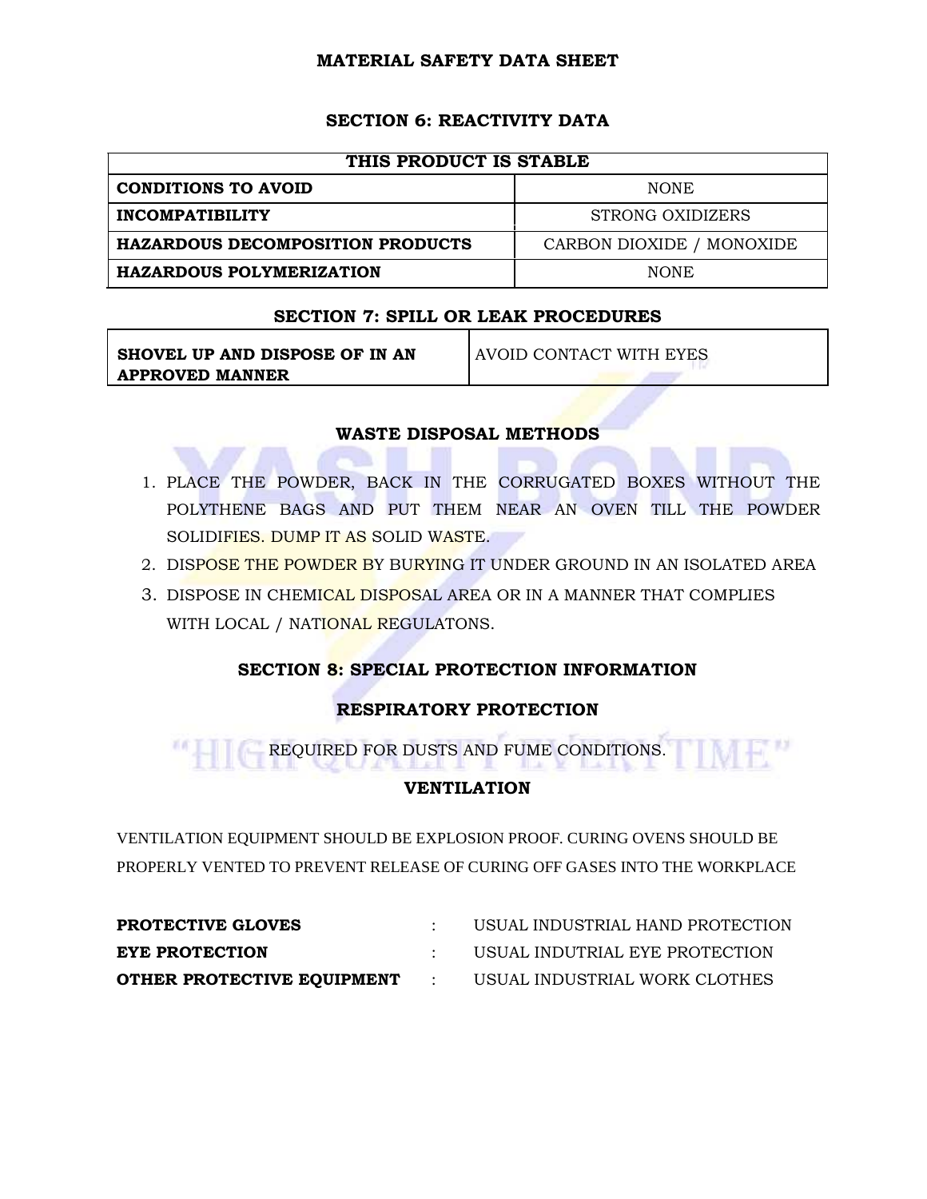# MATERIAL SAFETY DATA SHEET

## SECTION 6: REACTIVITY DATA

| THIS PRODUCT IS STABLE | |
|---|---|
| **CONDITIONS TO AVOID** | NONE |
| **INCOMPATIBILITY** | STRONG OXIDIZERS |
| **HAZARDOUS DECOMPOSITION PRODUCTS** | CARBON DIOXIDE / MONOXIDE |
| **HAZARDOUS POLYMERIZATION** | NONE |

## SECTION 7: SPILL OR LEAK PROCEDURES

| **SHOVEL UP AND DISPOSE OF IN AN APPROVED MANNER** | AVOID CONTACT WITH EYES |
|---|---|

### WASTE DISPOSAL METHODS

1. PLACE THE POWDER, BACK IN THE CORRUGATED BOXES WITHOUT THE POLYTHENE BAGS AND PUT THEM NEAR AN OVEN TILL THE POWDER SOLIDIFIES. DUMP IT AS SOLID WASTE.
2. DISPOSE THE POWDER BY BURYING IT UNDER GROUND IN AN ISOLATED AREA
3. DISPOSE IN CHEMICAL DISPOSAL AREA OR IN A MANNER THAT COMPLIES WITH LOCAL / NATIONAL REGULATONS.

## SECTION 8: SPECIAL PROTECTION INFORMATION

### RESPIRATORY PROTECTION

REQUIRED FOR DUSTS AND FUME CONDITIONS.

### VENTILATION

VENTILATION EQUIPMENT SHOULD BE EXPLOSION PROOF. CURING OVENS SHOULD BE PROPERLY VENTED TO PREVENT RELEASE OF CURING OFF GASES INTO THE WORKPLACE

**PROTECTIVE GLOVES** : USUAL INDUSTRIAL HAND PROTECTION

**EYE PROTECTION** : USUAL INDUTRIAL EYE PROTECTION

**OTHER PROTECTIVE EQUIPMENT** : USUAL INDUSTRIAL WORK CLOTHES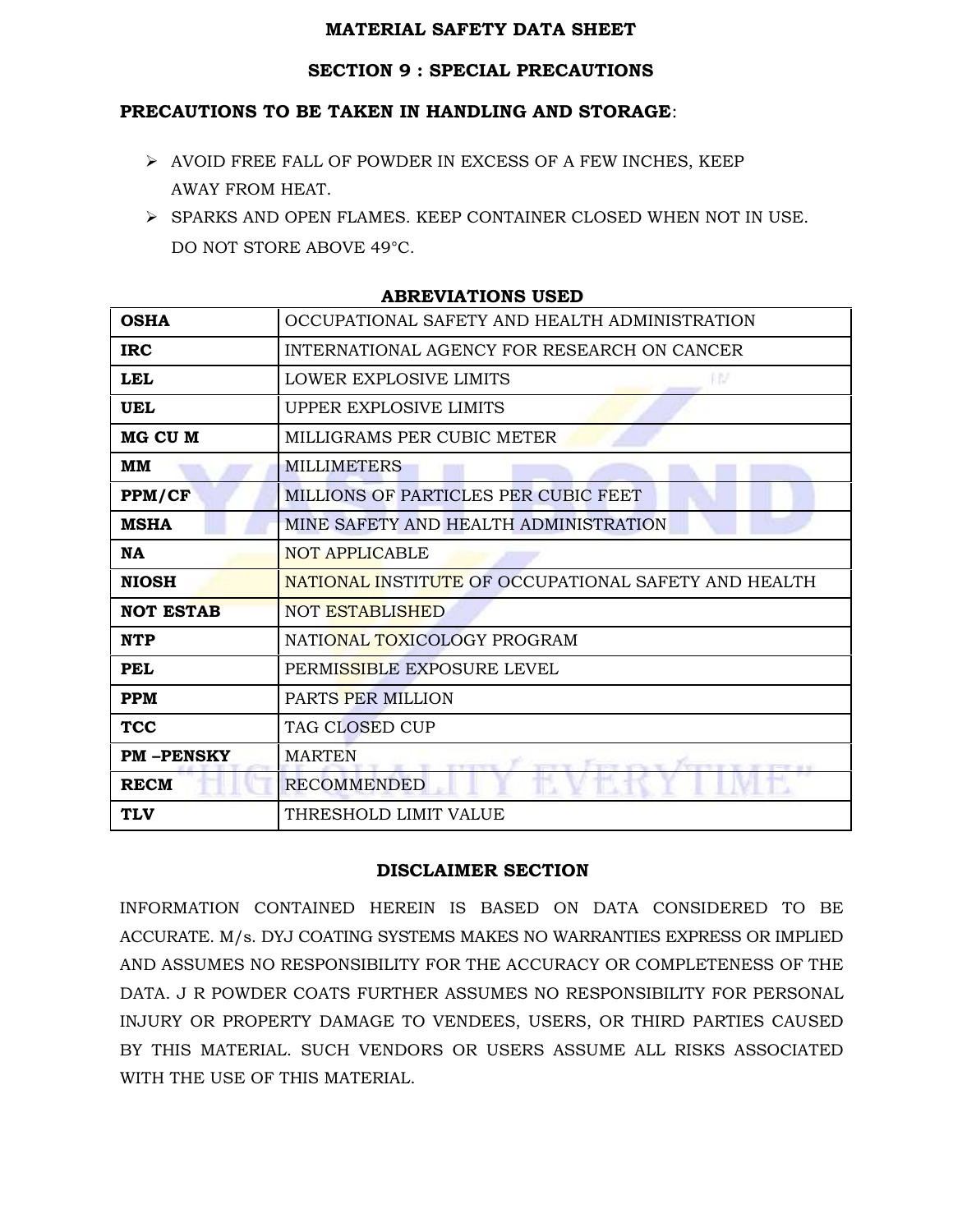# MATERIAL SAFETY DATA SHEET

## SECTION 9 : SPECIAL PRECAUTIONS

**PRECAUTIONS TO BE TAKEN IN HANDLING AND STORAGE**:

- AVOID FREE FALL OF POWDER IN EXCESS OF A FEW INCHES, KEEP AWAY FROM HEAT.
- SPARKS AND OPEN FLAMES. KEEP CONTAINER CLOSED WHEN NOT IN USE. DO NOT STORE ABOVE 49°C.

**ABREVIATIONS USED**

| | |
|---|---|
| **OSHA** | OCCUPATIONAL SAFETY AND HEALTH ADMINISTRATION |
| **IRC** | INTERNATIONAL AGENCY FOR RESEARCH ON CANCER |
| **LEL** | LOWER EXPLOSIVE LIMITS |
| **UEL** | UPPER EXPLOSIVE LIMITS |
| **MG CU M** | MILLIGRAMS PER CUBIC METER |
| **MM** | MILLIMETERS |
| **PPM/CF** | MILLIONS OF PARTICLES PER CUBIC FEET |
| **MSHA** | MINE SAFETY AND HEALTH ADMINISTRATION |
| **NA** | NOT APPLICABLE |
| **NIOSH** | NATIONAL INSTITUTE OF OCCUPATIONAL SAFETY AND HEALTH |
| **NOT ESTAB** | NOT ESTABLISHED |
| **NTP** | NATIONAL TOXICOLOGY PROGRAM |
| **PEL** | PERMISSIBLE EXPOSURE LEVEL |
| **PPM** | PARTS PER MILLION |
| **TCC** | TAG CLOSED CUP |
| **PM –PENSKY** | MARTEN |
| **RECM** | RECOMMENDED |
| **TLV** | THRESHOLD LIMIT VALUE |

**DISCLAIMER SECTION**

INFORMATION CONTAINED HEREIN IS BASED ON DATA CONSIDERED TO BE ACCURATE. M/s. DYJ COATING SYSTEMS MAKES NO WARRANTIES EXPRESS OR IMPLIED AND ASSUMES NO RESPONSIBILITY FOR THE ACCURACY OR COMPLETENESS OF THE DATA. J R POWDER COATS FURTHER ASSUMES NO RESPONSIBILITY FOR PERSONAL INJURY OR PROPERTY DAMAGE TO VENDEES, USERS, OR THIRD PARTIES CAUSED BY THIS MATERIAL. SUCH VENDORS OR USERS ASSUME ALL RISKS ASSOCIATED WITH THE USE OF THIS MATERIAL.